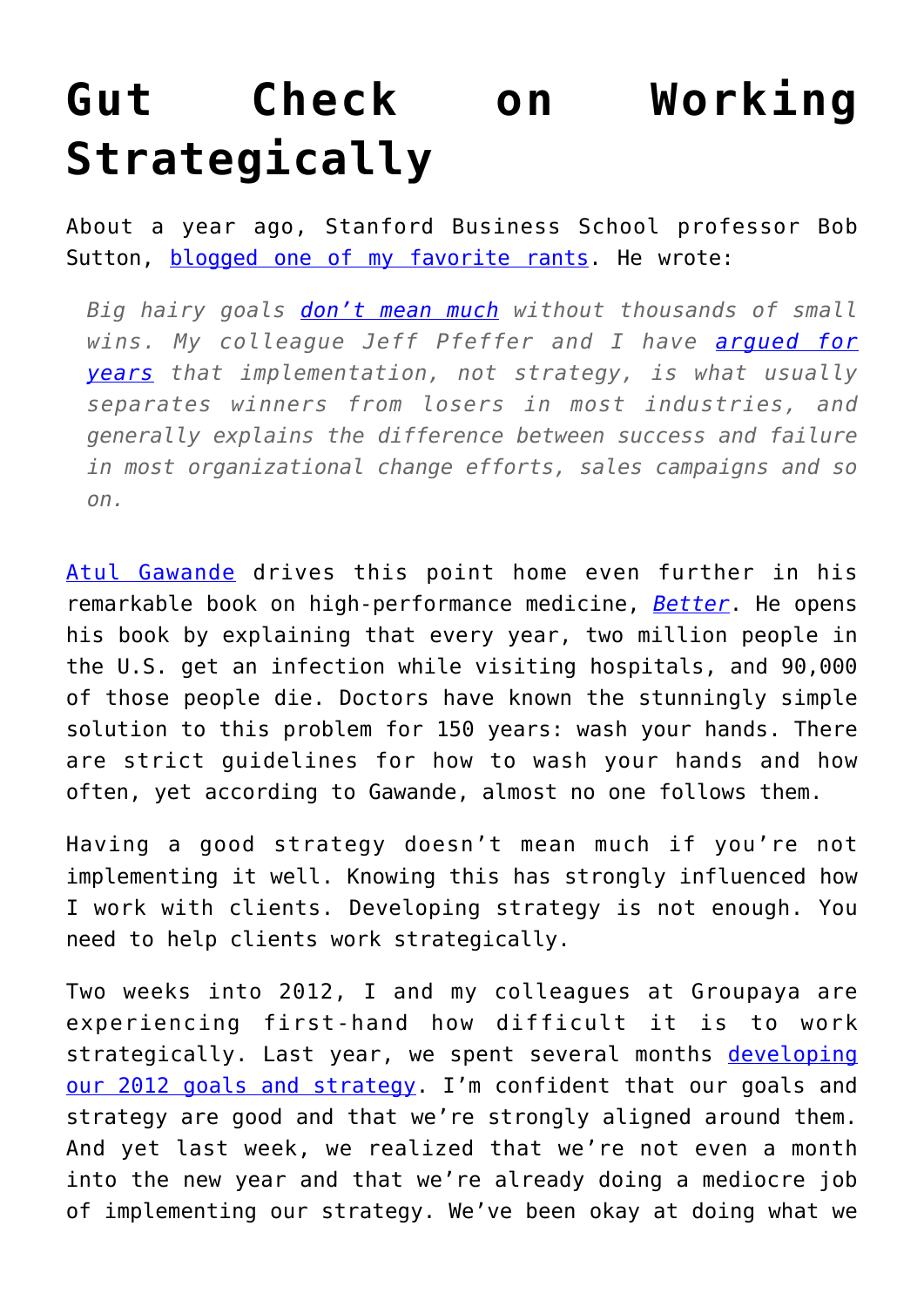# Gut Check on Working Strategically

About a year ago, Stanford Business School professor Bob Sutton, [blogged one of my favorite rants](). He wrote:

> *Big hairy goals [don't mean much]() without thousands of small wins. My colleague Jeff Pfeffer and I have [argued for years]() that implementation, not strategy, is what usually separates winners from losers in most industries, and generally explains the difference between success and failure in most organizational change efforts, sales campaigns and so on.*

[Atul Gawande]() drives this point home even further in his remarkable book on high-performance medicine, [*Better*](). He opens his book by explaining that every year, two million people in the U.S. get an infection while visiting hospitals, and 90,000 of those people die. Doctors have known the stunningly simple solution to this problem for 150 years: wash your hands. There are strict guidelines for how to wash your hands and how often, yet according to Gawande, almost no one follows them.

Having a good strategy doesn't mean much if you're not implementing it well. Knowing this has strongly influenced how I work with clients. Developing strategy is not enough. You need to help clients work strategically.

Two weeks into 2012, I and my colleagues at Groupaya are experiencing first-hand how difficult it is to work strategically. Last year, we spent several months [developing our 2012 goals and strategy](). I'm confident that our goals and strategy are good and that we're strongly aligned around them. And yet last week, we realized that we're not even a month into the new year and that we're already doing a mediocre job of implementing our strategy. We've been okay at doing what we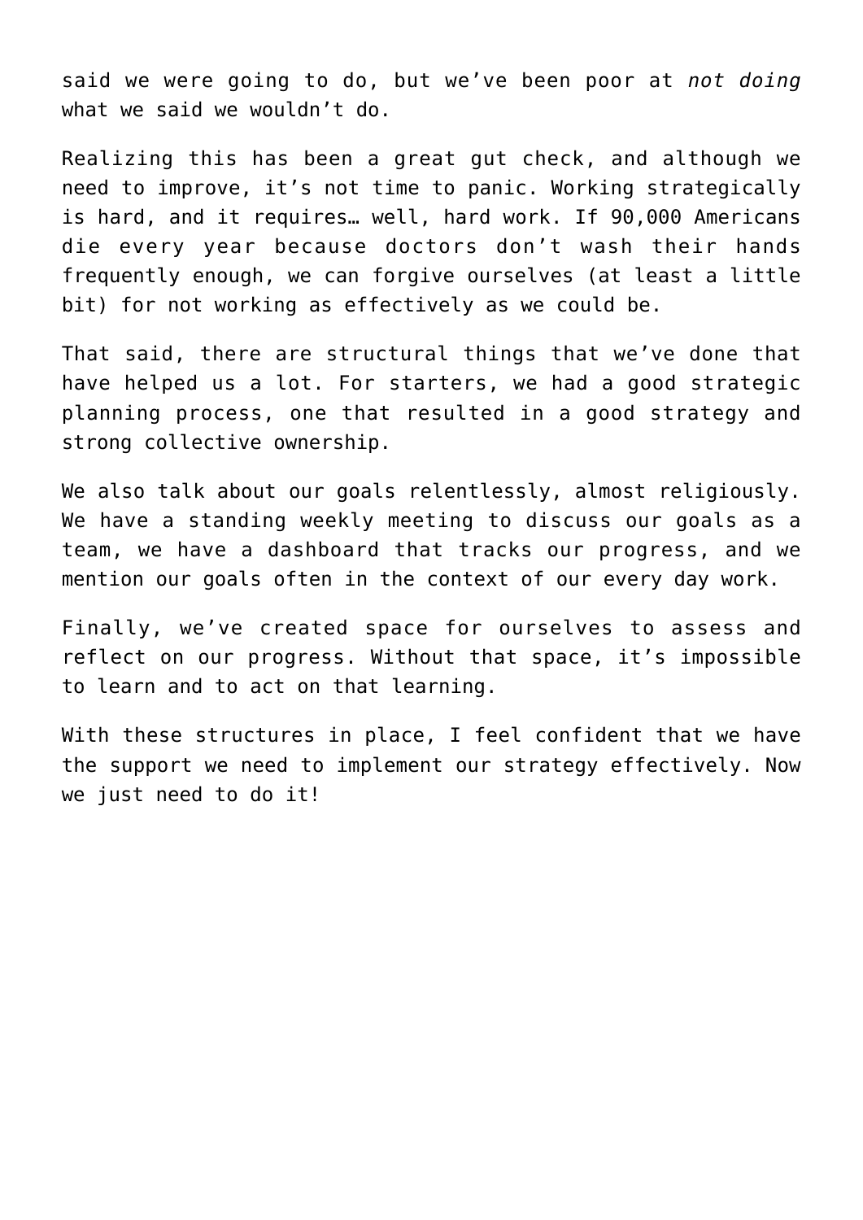said we were going to do, but we've been poor at *not doing* what we said we wouldn't do.

Realizing this has been a great gut check, and although we need to improve, it's not time to panic. Working strategically is hard, and it requires… well, hard work. If 90,000 Americans die every year because doctors don't wash their hands frequently enough, we can forgive ourselves (at least a little bit) for not working as effectively as we could be.

That said, there are structural things that we've done that have helped us a lot. For starters, we had a good strategic planning process, one that resulted in a good strategy and strong collective ownership.

We also talk about our goals relentlessly, almost religiously. We have a standing weekly meeting to discuss our goals as a team, we have a dashboard that tracks our progress, and we mention our goals often in the context of our every day work.

Finally, we've created space for ourselves to assess and reflect on our progress. Without that space, it's impossible to learn and to act on that learning.

With these structures in place, I feel confident that we have the support we need to implement our strategy effectively. Now we just need to do it!